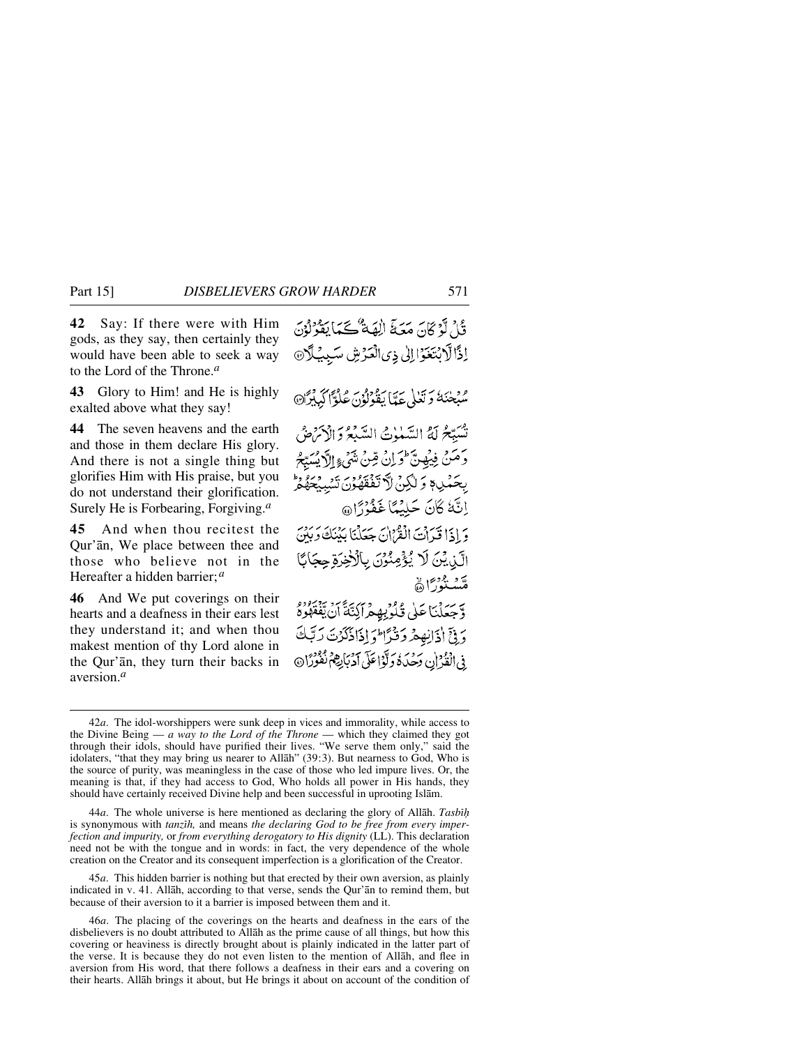**42** Say: If there were with Him gods, as they say, then certainly they would have been able to seek a way to the Lord of the Throne.*a*

قُلْ لَّوْ كَانَ مَعَهٗٓ اٰلِهَةٌ كَمَا يَقُوْلُوْنَ اِذًا لَّابْتَغَوْا اِلٰى ذِى الْعَرْشِ سَبِيْلًا ﴿۴۲﴾

**43** Glory to Him! and He is highly exalted above what they say!

سُبْحٰنَهٗ وَتَعٰلٰى عَمَّا يَقُوْلُوْنَ عُلُوًّا كَبِيْرًا ﴿۴۳﴾

**44** The seven heavens and the earth and those in them declare His glory. And there is not a single thing but glorifies Him with His praise, but you do not understand their glorification. Surely He is Forbearing, Forgiving.*a*

تُسَبِّحُ لَهُ السَّمٰوٰتُ السَّبْعُ وَالْاَرْضُ وَمَنْ فِيْهِنَّ ؕ وَاِنْ مِّنْ شَیْءٍ اِلَّا يُسَبِّحُ بِحَمْدِهٖ وَلٰكِنْ لَّا تَفْقَهُوْنَ تَسْبِيْحَهُمْ ؕ اِنَّهٗ كَانَ حَلِيْمًا غَفُوْرًا ﴿۴۴﴾

**45** And when thou recitest the Qur'ān, We place between thee and those who believe not in the Hereafter a hidden barrier;*a*

وَاِذَا قَرَاْتَ الْقُرْاٰنَ جَعَلْنَا بَيْنَكَ وَبَيْنَ الَّذِيْنَ لَا يُؤْمِنُوْنَ بِالْاٰخِرَةِ حِجَابًا مَّسْتُوْرًا ﴿۴۵﴾

**46** And We put coverings on their hearts and a deafness in their ears lest they understand it; and when thou makest mention of thy Lord alone in the Qur'ān, they turn their backs in aversion.*a*

وَّجَعَلْنَا عَلٰى قُلُوْبِهِمْ اَكِنَّةً اَنْ يَّفْقَهُوْهُ وَفِیْٓ اٰذَانِهِمْ وَقْرًا ؕ وَاِذَا ذَكَرْتَ رَبَّكَ فِى الْقُرْاٰنِ وَحْدَهٗ وَلَّوْا عَلٰٓى اَدْبَارِهِمْ نُفُوْرًا ﴿۴۶﴾

---

42*a*. The idol-worshippers were sunk deep in vices and immorality, while access to the Divine Being — *a way to the Lord of the Throne* — which they claimed they got through their idols, should have purified their lives. "We serve them only," said the idolaters, "that they may bring us nearer to Allāh" (39:3). But nearness to God, Who is the source of purity, was meaningless in the case of those who led impure lives. Or, the meaning is that, if they had access to God, Who holds all power in His hands, they should have certainly received Divine help and been successful in uprooting Islām.

44*a*. The whole universe is here mentioned as declaring the glory of Allāh. *Tasbīḥ* is synonymous with *tanzīh,* and means *the declaring God to be free from every imperfection and impurity,* or *from everything derogatory to His dignity* (LL). This declaration need not be with the tongue and in words: in fact, the very dependence of the whole creation on the Creator and its consequent imperfection is a glorification of the Creator.

45*a*. This hidden barrier is nothing but that erected by their own aversion, as plainly indicated in v. 41. Allāh, according to that verse, sends the Qur'ān to remind them, but because of their aversion to it a barrier is imposed between them and it.

46*a*. The placing of the coverings on the hearts and deafness in the ears of the disbelievers is no doubt attributed to Allāh as the prime cause of all things, but how this covering or heaviness is directly brought about is plainly indicated in the latter part of the verse. It is because they do not even listen to the mention of Allāh, and flee in aversion from His word, that there follows a deafness in their ears and a covering on their hearts. Allāh brings it about, but He brings it about on account of the condition of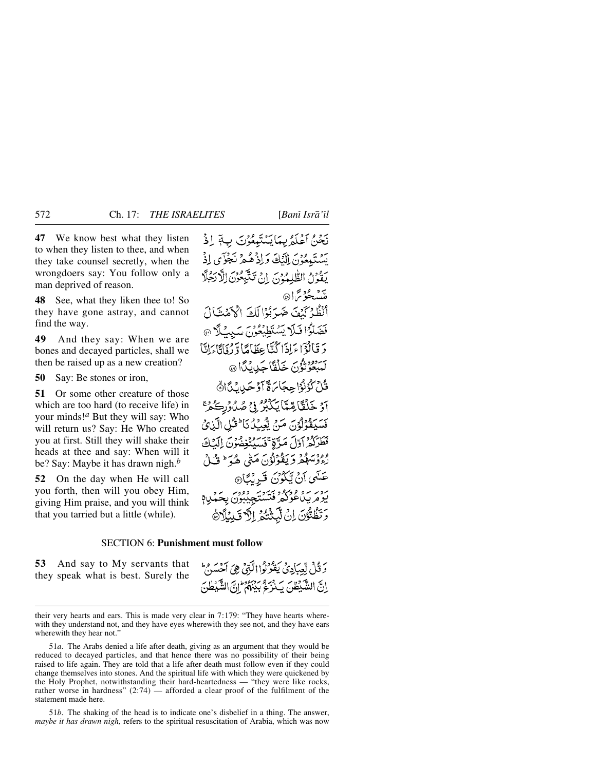**47** We know best what they listen to when they listen to thee, and when they take counsel secretly, when the wrongdoers say: You follow only a man deprived of reason.

نَحْنُ اَعْلَمُ بِمَا يَسْتَمِعُوْنَ بِهٖۤ اِذْ يَسْتَمِعُوْنَ اِلَيْكَ وَ اِذْ هُمْ نَجْوٰۤى اِذْ يَقُوْلُ الظّٰلِمُوْنَ اِنْ تَتَّبِعُوْنَ اِلَّا رَجُلًا مَّسْحُوْرًا ﴿۴۷﴾

**48** See, what they liken thee to! So they have gone astray, and cannot find the way.

اُنْظُرْ كَيْفَ ضَرَبُوْا لَكَ الْاَمْثَالَ فَضَلُّوْا فَلَا يَسْتَطِيْعُوْنَ سَبِيْلًا ﴿۴۸﴾

**49** And they say: When we are bones and decayed particles, shall we then be raised up as a new creation?

وَ قَالُوْۤا ءَاِذَا كُنَّا عِظَامًا وَّ رُفَاتًا ءَاِنَّا لَمَبْعُوْثُوْنَ خَلْقًا جَدِيْدًا ﴿۴۹﴾

**50** Say: Be stones or iron,

قُلْ كُوْنُوْا حِجَارَةً اَوْ حَدِيْدًا ﴿۵۰﴾

**51** Or some other creature of those which are too hard (to receive life) in your minds![a] But they will say: Who will return us? Say: He Who created you at first. Still they will shake their heads at thee and say: When will it be? Say: Maybe it has drawn nigh.[b]

اَوْ خَلْقًا مِّمَّا يَكْبُرُ فِيْ صُدُوْرِكُمْ ۚ فَسَيَقُوْلُوْنَ مَنْ يُّعِيْدُنَا ؕ قُلِ الَّذِيْ فَطَرَكُمْ اَوَّلَ مَرَّةٍ ۚ فَسَيُنْغِضُوْنَ اِلَيْكَ رُءُوْسَهُمْ وَ يَقُوْلُوْنَ مَتٰى هُوَ ؕ قُلْ عَسٰۤى اَنْ يَّكُوْنَ قَرِيْبًا ﴿۵۱﴾

**52** On the day when He will call you forth, then will you obey Him, giving Him praise, and you will think that you tarried but a little (while).

يَوْمَ يَدْعُوْكُمْ فَتَسْتَجِيْبُوْنَ بِحَمْدِهٖ وَ تَظُنُّوْنَ اِنْ لَّبِثْتُمْ اِلَّا قَلِيْلًا ﴿۵۲﴾

## SECTION 6: Punishment must follow

**53** And say to My servants that they speak what is best. Surely the

وَ قُلْ لِّعِبَادِيْ يَقُوْلُوا الَّتِيْ هِيَ اَحْسَنُ ؕ اِنَّ الشَّيْطٰنَ يَنْزَغُ بَيْنَهُمْ ؕ اِنَّ الشَّيْطٰنَ

---

their very hearts and ears. This is made very clear in 7:179: "They have hearts wherewith they understand not, and they have eyes wherewith they see not, and they have ears wherewith they hear not."

51*a*. The Arabs denied a life after death, giving as an argument that they would be reduced to decayed particles, and that hence there was no possibility of their being raised to life again. They are told that a life after death must follow even if they could change themselves into stones. And the spiritual life with which they were quickened by the Holy Prophet, notwithstanding their hard-heartedness — "they were like rocks, rather worse in hardness" (2:74) — afforded a clear proof of the fulfilment of the statement made here.

51*b*. The shaking of the head is to indicate one's disbelief in a thing. The answer, *maybe it has drawn nigh,* refers to the spiritual resuscitation of Arabia, which was now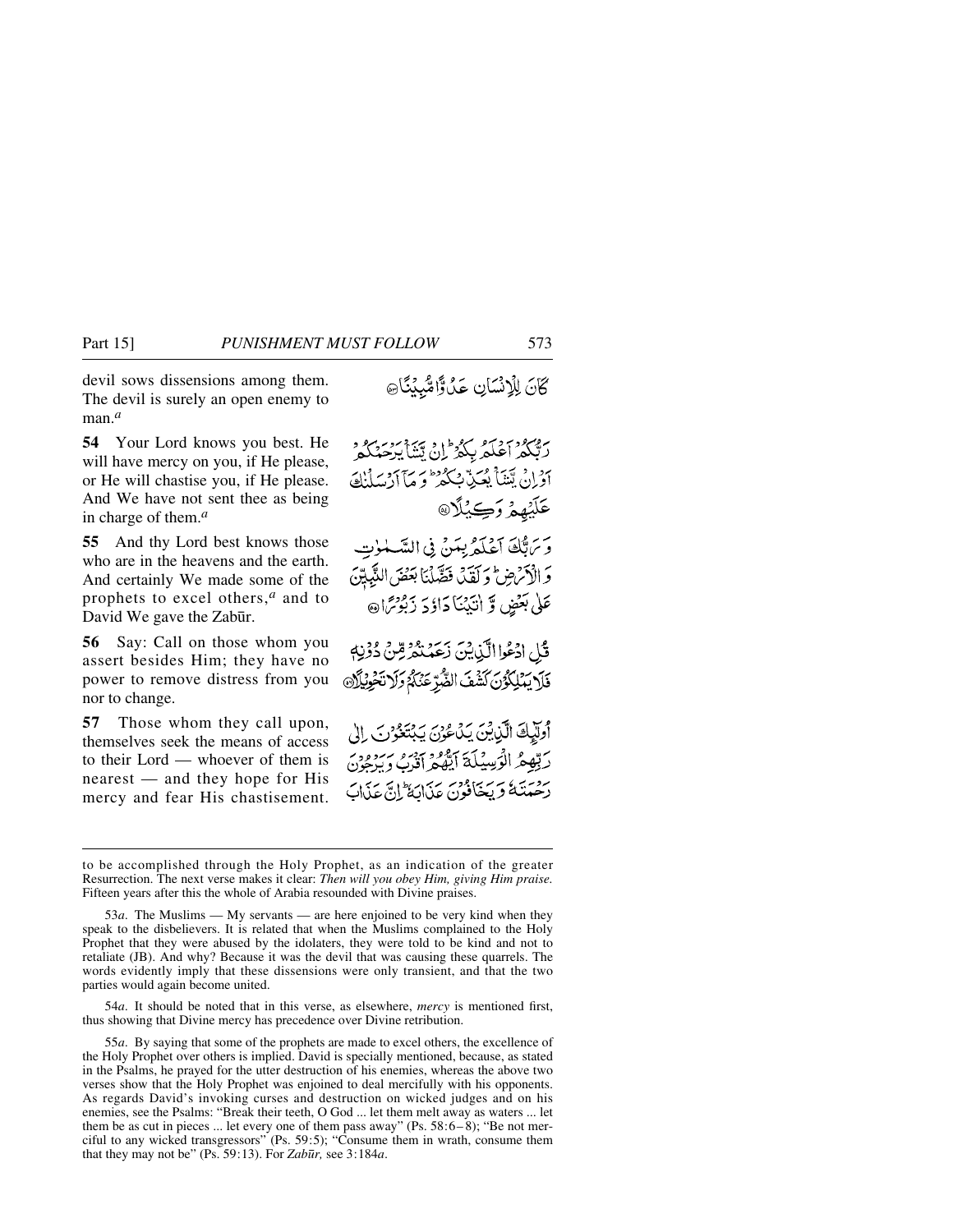devil sows dissensions among them. The devil is surely an open enemy to man.[a]

كَانَ لِلْإِنْسَانِ عَدُوًّا مُّبِيْنًا

**54** Your Lord knows you best. He will have mercy on you, if He please, or He will chastise you, if He please. And We have not sent thee as being in charge of them.[a]

رَبُّكُمْ اَعْلَمُ بِكُمْ ۚ اِنْ يَّشَاْ يَرْحَمْكُمْ اَوْ اِنْ يَّشَاْ يُعَذِّبْكُمْ ۚ وَمَآ اَرْسَلْنٰكَ عَلَيْهِمْ وَكِيْلًا

**55** And thy Lord best knows those who are in the heavens and the earth. And certainly We made some of the prophets to excel others,[a] and to David We gave the Zabūr.

وَرَبُّكَ اَعْلَمُ بِمَنْ فِى السَّمٰوٰتِ وَالْاَرْضِ ۗ وَلَقَدْ فَضَّلْنَا بَعْضَ النَّبِيّٖنَ عَلٰى بَعْضٍ وَّاٰتَيْنَا دَاوٗدَ زَبُوْرًا

**56** Say: Call on those whom you assert besides Him; they have no power to remove distress from you nor to change.

قُلِ ادْعُوا الَّذِيْنَ زَعَمْتُمْ مِّنْ دُوْنِهٖ فَلَا يَمْلِكُوْنَ كَشْفَ الضُّرِّ عَنْكُمْ وَلَا تَحْوِيْلًا

**57** Those whom they call upon, themselves seek the means of access to their Lord — whoever of them is nearest — and they hope for His mercy and fear His chastisement.

اُولٰٓئِكَ الَّذِيْنَ يَدْعُوْنَ يَبْتَغُوْنَ اِلٰى رَبِّهِمُ الْوَسِيْلَةَ اَيُّهُمْ اَقْرَبُ وَيَرْجُوْنَ رَحْمَتَهٗ وَيَخَافُوْنَ عَذَابَهٗ ۗ اِنَّ عَذَابَ

---

to be accomplished through the Holy Prophet, as an indication of the greater Resurrection. The next verse makes it clear: *Then will you obey Him, giving Him praise.* Fifteen years after this the whole of Arabia resounded with Divine praises.

53*a*. The Muslims — My servants — are here enjoined to be very kind when they speak to the disbelievers. It is related that when the Muslims complained to the Holy Prophet that they were abused by the idolaters, they were told to be kind and not to retaliate (JB). And why? Because it was the devil that was causing these quarrels. The words evidently imply that these dissensions were only transient, and that the two parties would again become united.

54*a*. It should be noted that in this verse, as elsewhere, *mercy* is mentioned first, thus showing that Divine mercy has precedence over Divine retribution.

55*a*. By saying that some of the prophets are made to excel others, the excellence of the Holy Prophet over others is implied. David is specially mentioned, because, as stated in the Psalms, he prayed for the utter destruction of his enemies, whereas the above two verses show that the Holy Prophet was enjoined to deal mercifully with his opponents. As regards David's invoking curses and destruction on wicked judges and on his enemies, see the Psalms: "Break their teeth, O God ... let them melt away as waters ... let them be as cut in pieces ... let every one of them pass away" (Ps. 58:6–8); "Be not merciful to any wicked transgressors" (Ps. 59:5); "Consume them in wrath, consume them that they may not be" (Ps. 59:13). For *Zabūr,* see 3:184*a*.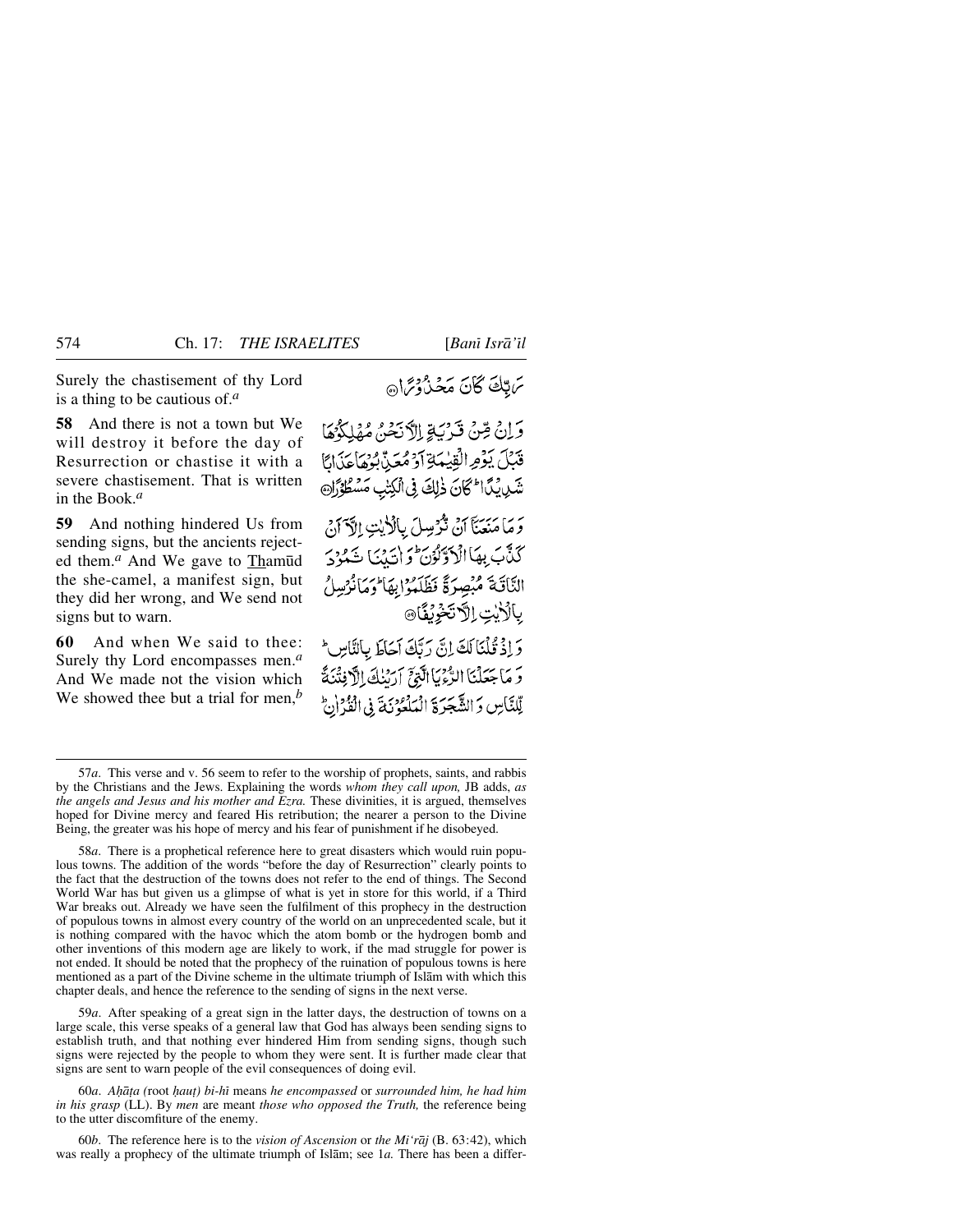Surely the chastisement of thy Lord is a thing to be cautious of.[a]

رَبِّكَ كَانَ مَحْذُوْرًا ﴿٥٧﴾

**58** And there is not a town but We will destroy it before the day of Resurrection or chastise it with a severe chastisement. That is written in the Book.[a]

وَ اِنْ مِّنْ قَرْیَةٍ اِلَّا نَحْنُ مُهْلِكُوْهَا قَبْلَ یَوْمِ الْقِیٰمَةِ اَوْ مُعَذِّبُوْهَا عَذَابًا شَدِیْدًا ؕ كَانَ ذٰلِكَ فِی الْكِتٰبِ مَسْطُوْرًا ﴿٥٨﴾

**59** And nothing hindered Us from sending signs, but the ancients rejected them.[a] And We gave to Thamūd the she-camel, a manifest sign, but they did her wrong, and We send not signs but to warn.

وَ مَا مَنَعَنَاۤ اَنْ نُّرْسِلَ بِالْاٰیٰتِ اِلَّاۤ اَنْ كَذَّبَ بِهَا الْاَوَّلُوْنَ ؕ وَ اٰتَیْنَا ثَمُوْدَ النَّاقَةَ مُبْصِرَةً فَظَلَمُوْا بِهَا ؕ وَ مَا نُرْسِلُ بِالْاٰیٰتِ اِلَّا تَخْوِیْفًا ﴿٥٩﴾

**60** And when We said to thee: Surely thy Lord encompasses men.[a] And We made not the vision which We showed thee but a trial for men,[b]

وَ اِذْ قُلْنَا لَكَ اِنَّ رَبَّكَ اَحَاطَ بِالنَّاسِ ؕ وَ مَا جَعَلْنَا الرُّءْیَا الَّتِیْۤ اَرَیْنٰكَ اِلَّا فِتْنَةً لِّلنَّاسِ وَ الشَّجَرَةَ الْمَلْعُوْنَةَ فِی الْقُرْاٰنِ ؕ

---

57*a*. This verse and v. 56 seem to refer to the worship of prophets, saints, and rabbis by the Christians and the Jews. Explaining the words *whom they call upon,* JB adds, *as the angels and Jesus and his mother and Ezra.* These divinities, it is argued, themselves hoped for Divine mercy and feared His retribution; the nearer a person to the Divine Being, the greater was his hope of mercy and his fear of punishment if he disobeyed.

58*a*. There is a prophetical reference here to great disasters which would ruin populous towns. The addition of the words "before the day of Resurrection" clearly points to the fact that the destruction of the towns does not refer to the end of things. The Second World War has but given us a glimpse of what is yet in store for this world, if a Third War breaks out. Already we have seen the fulfilment of this prophecy in the destruction of populous towns in almost every country of the world on an unprecedented scale, but it is nothing compared with the havoc which the atom bomb or the hydrogen bomb and other inventions of this modern age are likely to work, if the mad struggle for power is not ended. It should be noted that the prophecy of the ruination of populous towns is here mentioned as a part of the Divine scheme in the ultimate triumph of Islām with which this chapter deals, and hence the reference to the sending of signs in the next verse.

59*a*. After speaking of a great sign in the latter days, the destruction of towns on a large scale, this verse speaks of a general law that God has always been sending signs to establish truth, and that nothing ever hindered Him from sending signs, though such signs were rejected by the people to whom they were sent. It is further made clear that signs are sent to warn people of the evil consequences of doing evil.

60*a*. *Aḥāṭa (*root *ḥauṭ) bi-hī* means *he encompassed* or *surrounded him, he had him in his grasp* (LL). By *men* are meant *those who opposed the Truth,* the reference being to the utter discomfiture of the enemy.

60*b*. The reference here is to the *vision of Ascension* or *the Mi'rāj* (B. 63:42), which was really a prophecy of the ultimate triumph of Islām; see 1*a.* There has been a differ-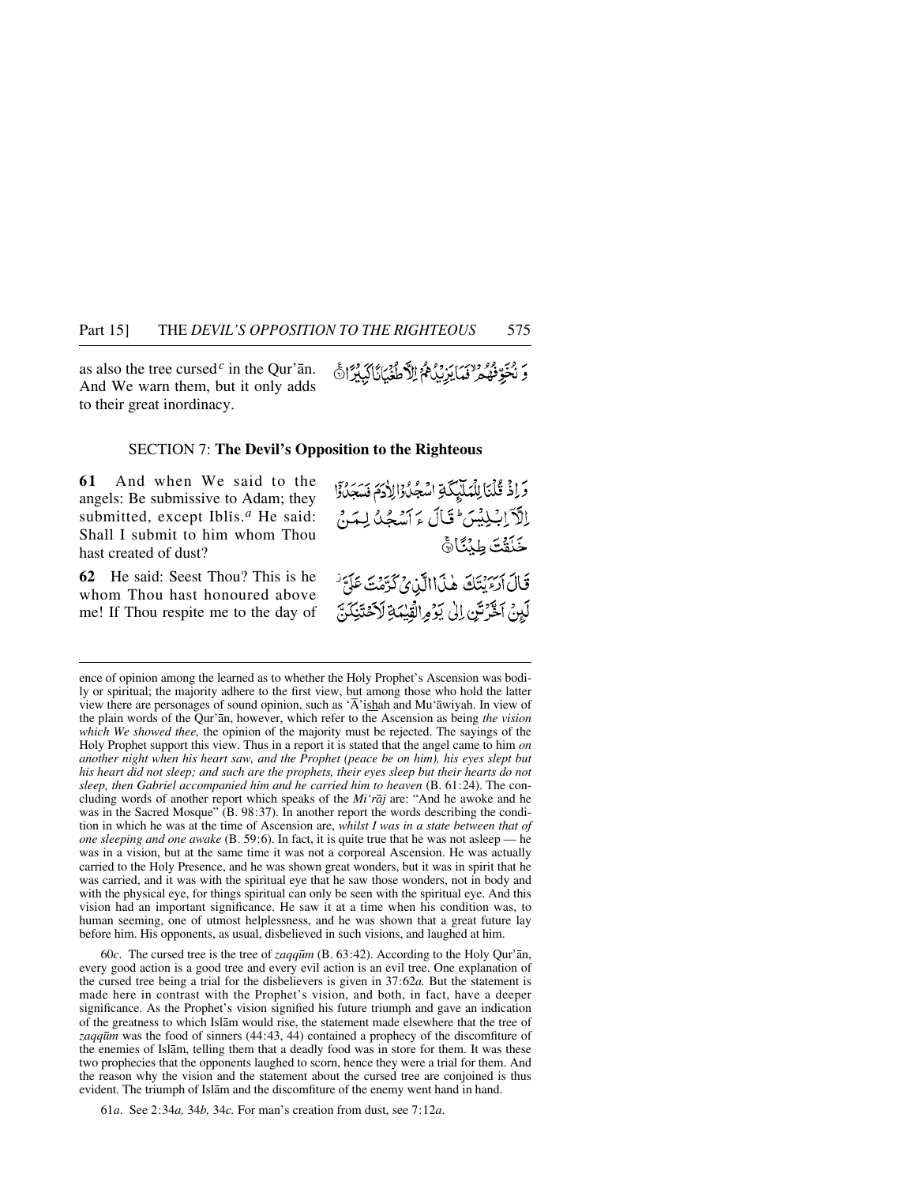as also the tree cursed[c] in the Qur'ān. And We warn them, but it only adds to their great inordinacy.

وَ نُخَوِّفُهُمْ ۙ فَمَا يَزِيْدُهُمْ اِلَّا طُغْيَانًا كَبِيْرًا ۟

## SECTION 7: The Devil's Opposition to the Righteous

**61** And when We said to the angels: Be submissive to Adam; they submitted, except Iblīs.[a] He said: Shall I submit to him whom Thou hast created of dust?

وَ اِذْ قُلْنَا لِلْمَلٰٓئِكَةِ اسْجُدُوْا لِاٰدَمَ فَسَجَدُوْٓا اِلَّآ اِبْلِيْسَ ؕ قَالَ ءَاَسْجُدُ لِمَنْ خَلَقْتَ طِيْنًا ۟

**62** He said: Seest Thou? This is he whom Thou hast honoured above me! If Thou respite me to the day of

قَالَ اَرَءَيْتَكَ هٰذَا الَّذِيْ كَرَّمْتَ عَلَيَّ ۫ لَئِنْ اَخَّرْتَنِ اِلٰى يَوْمِ الْقِيٰمَةِ لَاَحْتَنِكَنَّ

---

ence of opinion among the learned as to whether the Holy Prophet's Ascension was bodily or spiritual; the majority adhere to the first view, but among those who hold the latter view there are personages of sound opinion, such as 'Ā'ishah and Mu'āwiyah. In view of the plain words of the Qur'ān, however, which refer to the Ascension as being *the vision which We showed thee,* the opinion of the majority must be rejected. The sayings of the Holy Prophet support this view. Thus in a report it is stated that the angel came to him *on another night when his heart saw, and the Prophet (peace be on him), his eyes slept but his heart did not sleep; and such are the prophets, their eyes sleep but their hearts do not sleep, then Gabriel accompanied him and he carried him to heaven* (B. 61:24). The concluding words of another report which speaks of the *Mi'rāj* are: "And he awoke and he was in the Sacred Mosque" (B. 98:37). In another report the words describing the condition in which he was at the time of Ascension are, *whilst I was in a state between that of one sleeping and one awake* (B. 59:6). In fact, it is quite true that he was not asleep — he was in a vision, but at the same time it was not a corporeal Ascension. He was actually carried to the Holy Presence, and he was shown great wonders, but it was in spirit that he was carried, and it was with the spiritual eye that he saw those wonders, not in body and with the physical eye, for things spiritual can only be seen with the spiritual eye. And this vision had an important significance. He saw it at a time when his condition was, to human seeming, one of utmost helplessness, and he was shown that a great future lay before him. His opponents, as usual, disbelieved in such visions, and laughed at him.

60*c*. The cursed tree is the tree of *zaqqūm* (B. 63:42). According to the Holy Qur'ān, every good action is a good tree and every evil action is an evil tree. One explanation of the cursed tree being a trial for the disbelievers is given in 37:62*a.* But the statement is made here in contrast with the Prophet's vision, and both, in fact, have a deeper significance. As the Prophet's vision signified his future triumph and gave an indication of the greatness to which Islām would rise, the statement made elsewhere that the tree of *zaqqūm* was the food of sinners (44:43, 44) contained a prophecy of the discomfiture of the enemies of Islām, telling them that a deadly food was in store for them. It was these two prophecies that the opponents laughed to scorn, hence they were a trial for them. And the reason why the vision and the statement about the cursed tree are conjoined is thus evident. The triumph of Islām and the discomfiture of the enemy went hand in hand.

61*a*. See 2:34*a,* 34*b,* 34*c.* For man's creation from dust, see 7:12*a*.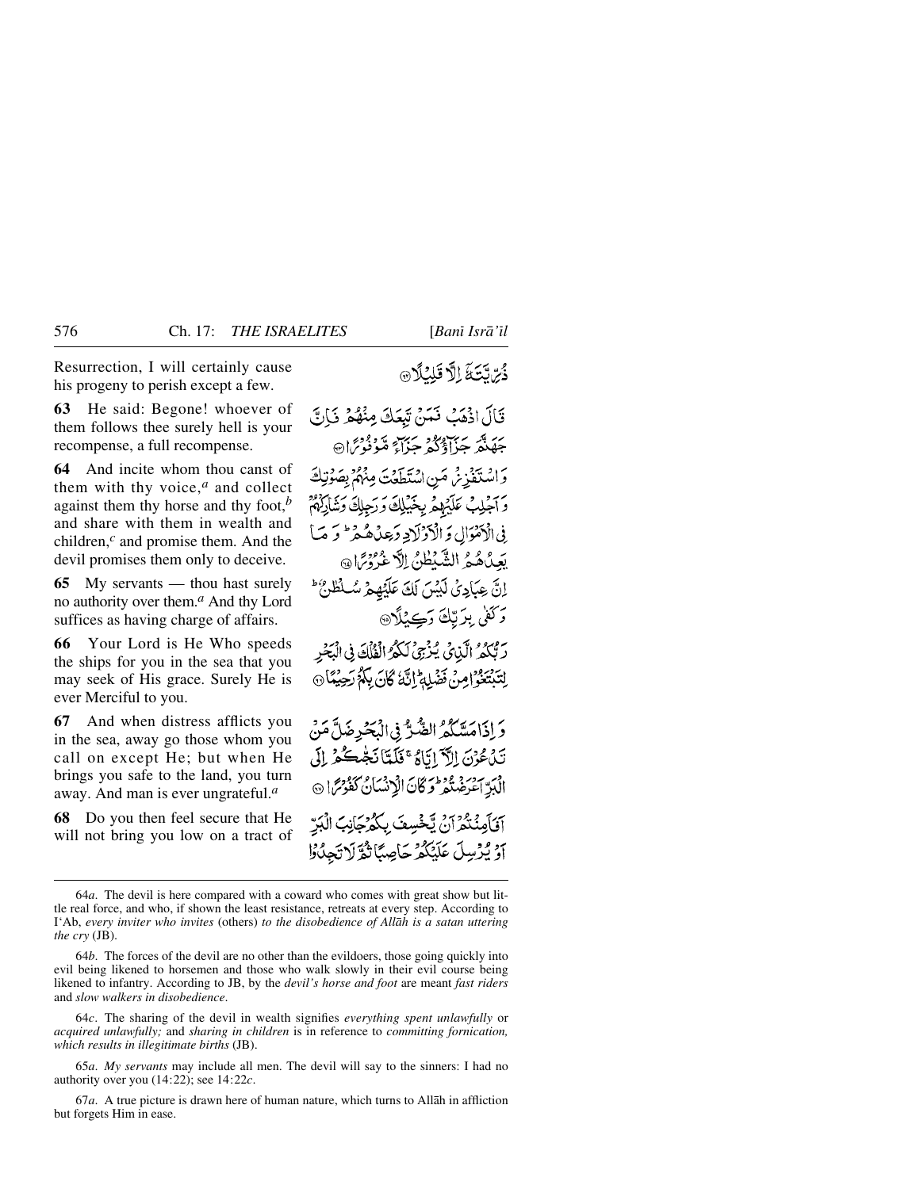Resurrection, I will certainly cause his progeny to perish except a few.

ذُرِّيَّتَهٗٓ اِلَّا قَلِيۡلًا ﴿۶۲﴾

**63** He said: Begone! whoever of them follows thee surely hell is your recompense, a full recompense.

قَالَ اذۡهَبۡ فَمَنۡ تَبِعَكَ مِنۡهُمۡ فَاِنَّ جَهَنَّمَ جَزَآؤُكُمۡ جَزَآءً مَّوۡفُوۡرًا ﴿۶۳﴾

**64** And incite whom thou canst of them with thy voice,[a] and collect against them thy horse and thy foot,[b] and share with them in wealth and children,[c] and promise them. And the devil promises them only to deceive.

وَ اسۡتَفۡزِزۡ مَنِ اسۡتَطَعۡتَ مِنۡهُمۡ بِصَوۡتِكَ وَ اَجۡلِبۡ عَلَيۡهِمۡ بِخَيۡلِكَ وَ رَجِلِكَ وَ شَارِكۡهُمۡ فِى الۡاَمۡوَالِ وَ الۡاَوۡلَادِ وَعِدۡهُمۡ ؕ وَ مَا يَعِدُهُمُ الشَّيۡطٰنُ اِلَّا غُرُوۡرًا ﴿۶۴﴾

**65** My servants — thou hast surely no authority over them.[a] And thy Lord suffices as having charge of affairs.

اِنَّ عِبَادِىۡ لَـيۡسَ لَكَ عَلَيۡهِمۡ سُلۡطٰنٌ ؕ وَ كَفٰى بِرَبِّكَ وَكِيۡلًا ﴿۶۵﴾

**66** Your Lord is He Who speeds the ships for you in the sea that you may seek of His grace. Surely He is ever Merciful to you.

رَبُّكُمُ الَّذِىۡ يُزۡجِىۡ لَـكُمُ الۡـفُلۡكَ فِى الۡبَحۡرِ لِتَبۡتَغُوۡا مِنۡ فَضۡلِهٖ ؕ اِنَّهٗ كَانَ بِكُمۡ رَحِيۡمًا ﴿۶۶﴾

**67** And when distress afflicts you in the sea, away go those whom you call on except He; but when He brings you safe to the land, you turn away. And man is ever ungrateful.[a]

وَ اِذَا مَسَّكُمُ الضُّرُّ فِى الۡبَحۡرِ ضَلَّ مَنۡ تَدۡعُوۡنَ اِلَّاۤ اِيَّاهُ ۚ فَلَمَّا نَجّٰٮكُمۡ اِلَى الۡبَرِّ اَعۡرَضۡتُمۡ ؕ وَ كَانَ الۡاِنۡسَانُ كَفُوۡرًا ﴿۶۷﴾

**68** Do you then feel secure that He will not bring you low on a tract of

اَفَاَمِنۡتُمۡ اَنۡ يَّخۡسِفَ بِكُمۡ جَانِبَ الۡبَرِّ اَوۡ يُرۡسِلَ عَلَيۡكُمۡ حَاصِبًا ثُمَّ لَا تَجِدُوۡا

---

64*a*. The devil is here compared with a coward who comes with great show but little real force, and who, if shown the least resistance, retreats at every step. According to I'Ab, *every inviter who invites* (others) *to the disobedience of Allāh is a satan uttering the cry* (JB).

64*b*. The forces of the devil are no other than the evildoers, those going quickly into evil being likened to horsemen and those who walk slowly in their evil course being likened to infantry. According to JB, by the *devil's horse and foot* are meant *fast riders* and *slow walkers in disobedience*.

64*c*. The sharing of the devil in wealth signifies *everything spent unlawfully* or *acquired unlawfully;* and *sharing in children* is in reference to *committing fornication, which results in illegitimate births* (JB).

65*a*. *My servants* may include all men. The devil will say to the sinners: I had no authority over you (14:22); see 14:22*c*.

67*a*. A true picture is drawn here of human nature, which turns to Allāh in affliction but forgets Him in ease.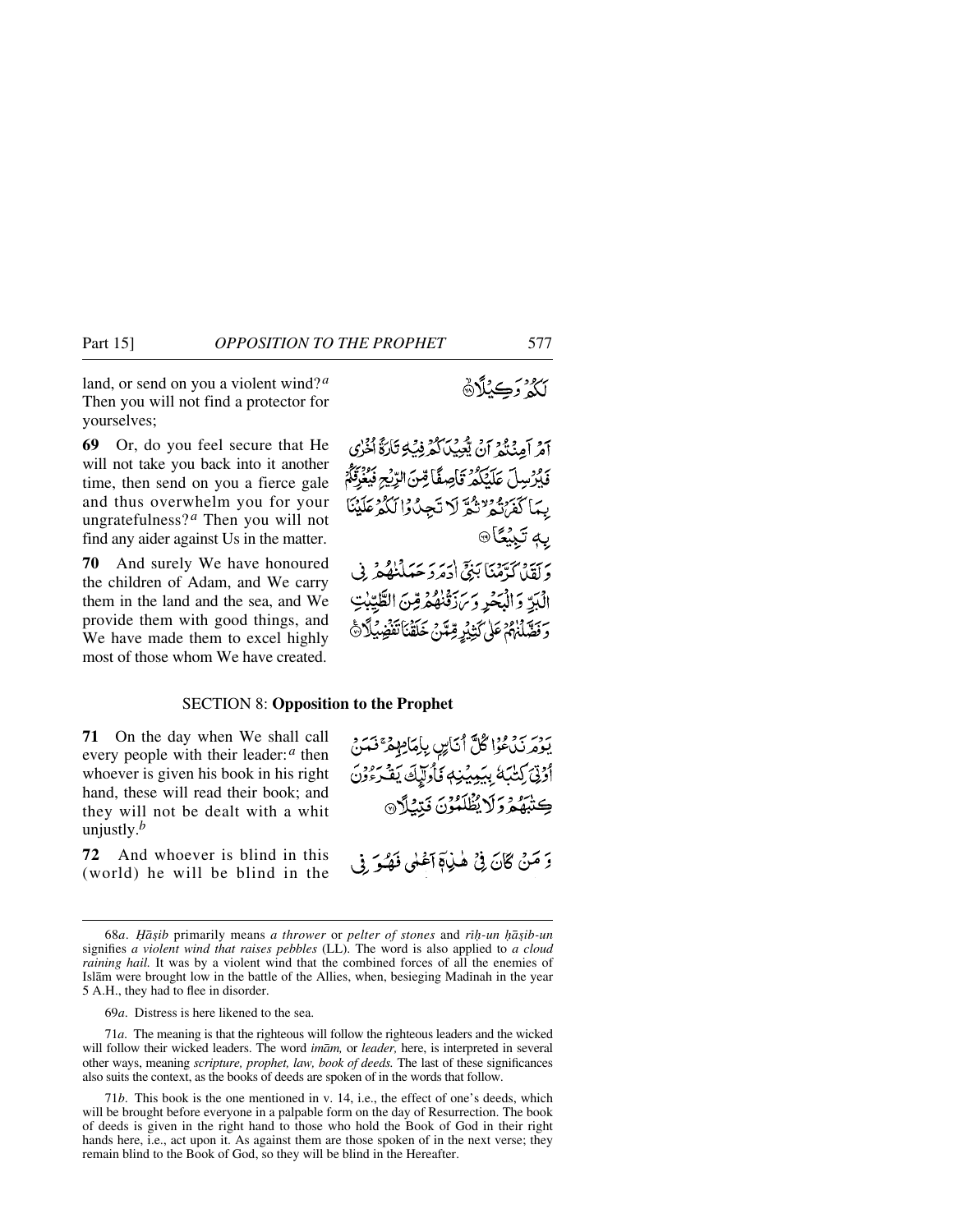land, or send on you a violent wind?[a] Then you will not find a protector for yourselves;

لَكُمْ وَكِيلًا ﴿٦٨﴾

**69** Or, do you feel secure that He will not take you back into it another time, then send on you a fierce gale and thus overwhelm you for your ungratefulness?[a] Then you will not find any aider against Us in the matter.

أَمْ أَمِنتُمْ أَن يُعِيدَكُمْ فِيهِ تَارَةً أُخْرَىٰ فَيُرْسِلَ عَلَيْكُمْ قَاصِفًا مِّنَ الرِّيحِ فَيُغْرِقَكُم بِمَا كَفَرْتُمْ ۙ ثُمَّ لَا تَجِدُوا لَكُمْ عَلَيْنَا بِهِ تَبِيعًا ﴿٦٩﴾

**70** And surely We have honoured the children of Adam, and We carry them in the land and the sea, and We provide them with good things, and We have made them to excel highly most of those whom We have created.

وَلَقَدْ كَرَّمْنَا بَنِي آدَمَ وَحَمَلْنَاهُمْ فِي الْبَرِّ وَالْبَحْرِ وَرَزَقْنَاهُم مِّنَ الطَّيِّبَاتِ وَفَضَّلْنَاهُمْ عَلَىٰ كَثِيرٍ مِّمَّنْ خَلَقْنَا تَفْضِيلًا ﴿٧٠﴾

## SECTION 8: Opposition to the Prophet

**71** On the day when We shall call every people with their leader:[a] then whoever is given his book in his right hand, these will read their book; and they will not be dealt with a whit unjustly.[b]

يَوْمَ نَدْعُوا كُلَّ أُنَاسٍ بِإِمَامِهِمْ ۖ فَمَنْ أُوتِيَ كِتَابَهُ بِيَمِينِهِ فَأُولَٰئِكَ يَقْرَءُونَ كِتَابَهُمْ وَلَا يُظْلَمُونَ فَتِيلًا ﴿٧١﴾

**72** And whoever is blind in this (world) he will be blind in the

وَمَن كَانَ فِي هَٰذِهِ أَعْمَىٰ فَهُوَ فِي

---

68*a*. *Ḥāṣib* primarily means *a thrower* or *pelter of stones* and *rīḥ-un ḥāṣib-un* signifies *a violent wind that raises pebbles* (LL). The word is also applied to *a cloud raining hail.* It was by a violent wind that the combined forces of all the enemies of Islām were brought low in the battle of the Allies, when, besieging Madīnah in the year 5 A.H., they had to flee in disorder.

69*a*. Distress is here likened to the sea.

71*a*. The meaning is that the righteous will follow the righteous leaders and the wicked will follow their wicked leaders. The word *imām,* or *leader,* here, is interpreted in several other ways, meaning *scripture, prophet, law, book of deeds.* The last of these significances also suits the context, as the books of deeds are spoken of in the words that follow.

71*b*. This book is the one mentioned in v. 14, i.e., the effect of one's deeds, which will be brought before everyone in a palpable form on the day of Resurrection. The book of deeds is given in the right hand to those who hold the Book of God in their right hands here, i.e., act upon it. As against them are those spoken of in the next verse; they remain blind to the Book of God, so they will be blind in the Hereafter.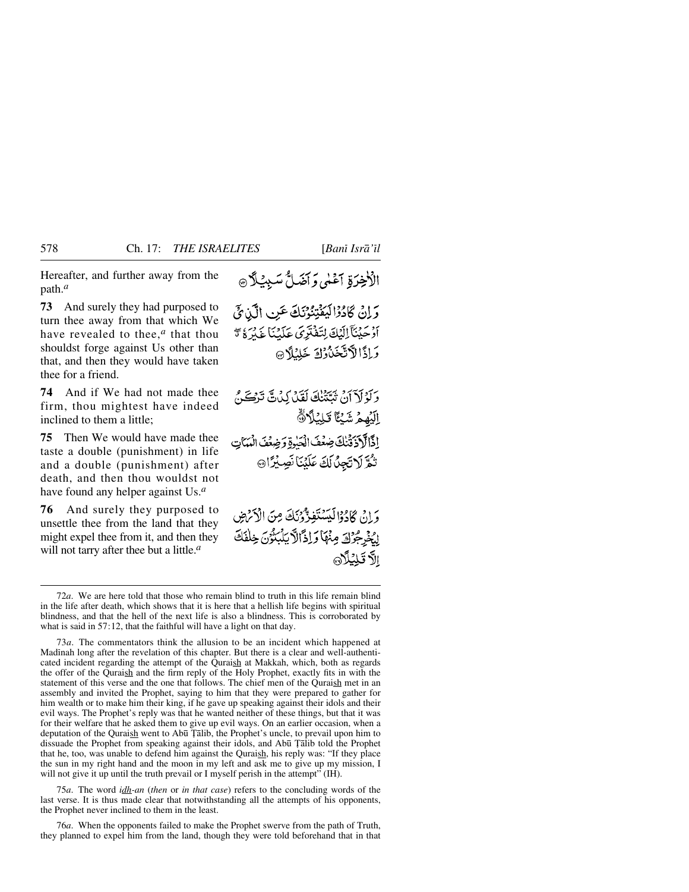Hereafter, and further away from the path.[a]

الْآخِرَةِ أَعْمَىٰ وَأَضَلُّ سَبِيلًا ﴿٧٢﴾

**73** And surely they had purposed to turn thee away from that which We have revealed to thee,[a] that thou shouldst forge against Us other than that, and then they would have taken thee for a friend.

وَإِن كَادُوا لَيَفْتِنُونَكَ عَنِ الَّذِي أَوْحَيْنَا إِلَيْكَ لِتَفْتَرِيَ عَلَيْنَا غَيْرَهُ ۖ وَإِذًا لَّاتَّخَذُوكَ خَلِيلًا ﴿٧٣﴾

**74** And if We had not made thee firm, thou mightest have indeed inclined to them a little;

وَلَوْلَا أَن ثَبَّتْنَاكَ لَقَدْ كِدتَّ تَرْكَنُ إِلَيْهِمْ شَيْئًا قَلِيلًا ﴿٧٤﴾

**75** Then We would have made thee taste a double (punishment) in life and a double (punishment) after death, and then thou wouldst not have found any helper against Us.[a]

إِذًا لَّأَذَقْنَاكَ ضِعْفَ الْحَيَاةِ وَضِعْفَ الْمَمَاتِ ثُمَّ لَا تَجِدُ لَكَ عَلَيْنَا نَصِيرًا ﴿٧٥﴾

**76** And surely they purposed to unsettle thee from the land that they might expel thee from it, and then they will not tarry after thee but a little.[a]

وَإِن كَادُوا لَيَسْتَفِزُّونَكَ مِنَ الْأَرْضِ لِيُخْرِجُوكَ مِنْهَا ۖ وَإِذًا لَّا يَلْبَثُونَ خِلَافَكَ إِلَّا قَلِيلًا ﴿٧٦﴾

---

72*a*. We are here told that those who remain blind to truth in this life remain blind in the life after death, which shows that it is here that a hellish life begins with spiritual blindness, and that the hell of the next life is also a blindness. This is corroborated by what is said in 57:12, that the faithful will have a light on that day.

73*a*. The commentators think the allusion to be an incident which happened at Madīnah long after the revelation of this chapter. But there is a clear and well-authenticated incident regarding the attempt of the Quraish at Makkah, which, both as regards the offer of the Quraish and the firm reply of the Holy Prophet, exactly fits in with the statement of this verse and the one that follows. The chief men of the Quraish met in an assembly and invited the Prophet, saying to him that they were prepared to gather for him wealth or to make him their king, if he gave up speaking against their idols and their evil ways. The Prophet's reply was that he wanted neither of these things, but that it was for their welfare that he asked them to give up evil ways. On an earlier occasion, when a deputation of the Quraish went to Abū Ṭālib, the Prophet's uncle, to prevail upon him to dissuade the Prophet from speaking against their idols, and Abū Ṭālib told the Prophet that he, too, was unable to defend him against the Quraish, his reply was: "If they place the sun in my right hand and the moon in my left and ask me to give up my mission, I will not give it up until the truth prevail or I myself perish in the attempt" (IH).

75*a*. The word *idh-an* (*then* or *in that case*) refers to the concluding words of the last verse. It is thus made clear that notwithstanding all the attempts of his opponents, the Prophet never inclined to them in the least.

76*a*. When the opponents failed to make the Prophet swerve from the path of Truth, they planned to expel him from the land, though they were told beforehand that in that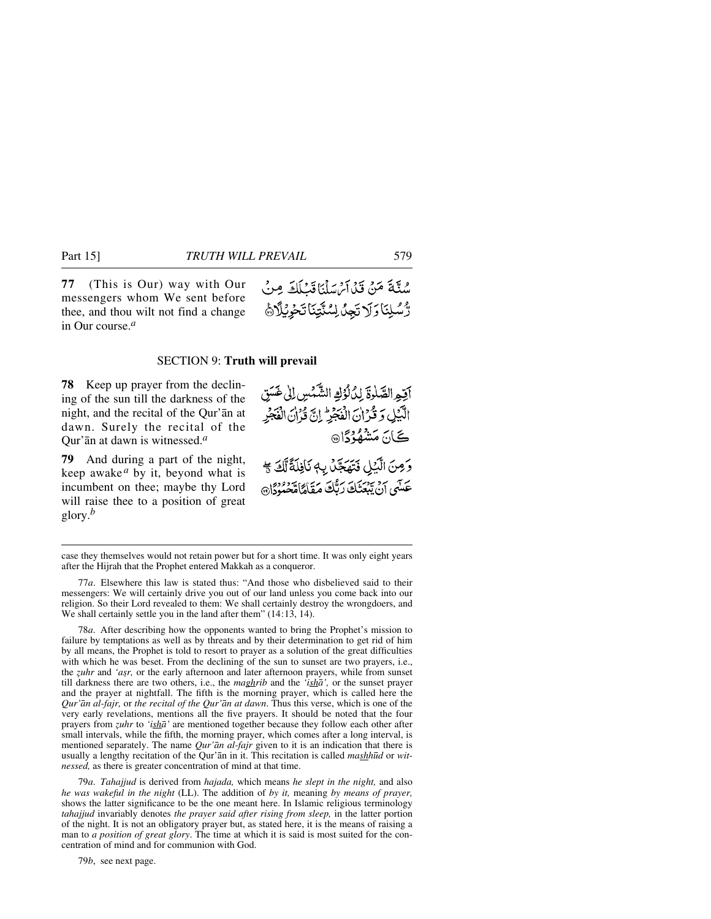**77** (This is Our) way with Our messengers whom We sent before thee, and thou wilt not find a change in Our course.[a]

سُنَّةَ مَنْ قَدْ اَرْسَلْنَا قَبْلَكَ مِنْ رُّسُلِنَا وَلَا تَجِدُ لِسُنَّتِنَا تَحْوِيْلًا ﴿۷۷﴾

## SECTION 9: Truth will prevail

**78** Keep up prayer from the declining of the sun till the darkness of the night, and the recital of the Qur'ān at dawn. Surely the recital of the Qur'ān at dawn is witnessed.[a]

اَقِمِ الصَّلٰوةَ لِدُلُوْكِ الشَّمْسِ اِلٰى غَسَقِ الَّيْلِ وَ قُرْاٰنَ الْفَجْرِ ؕ اِنَّ قُرْاٰنَ الْفَجْرِ كَانَ مَشْهُوْدًا ﴿۷۸﴾

**79** And during a part of the night, keep awake[a] by it, beyond what is incumbent on thee; maybe thy Lord will raise thee to a position of great glory.[b]

وَمِنَ الَّيْلِ فَتَهَجَّدْ بِهٖ نَافِلَةً لَّكَ ٭ۖ عَسٰۤى اَنْ يَّبْعَثَكَ رَبُّكَ مَقَامًا مَّحْمُوْدًا ﴿۷۹﴾

---

case they themselves would not retain power but for a short time. It was only eight years after the Hijrah that the Prophet entered Makkah as a conqueror.

77*a*. Elsewhere this law is stated thus: "And those who disbelieved said to their messengers: We will certainly drive you out of our land unless you come back into our religion. So their Lord revealed to them: We shall certainly destroy the wrongdoers, and We shall certainly settle you in the land after them" (14:13, 14).

78*a*. After describing how the opponents wanted to bring the Prophet's mission to failure by temptations as well as by threats and by their determination to get rid of him by all means, the Prophet is told to resort to prayer as a solution of the great difficulties with which he was beset. From the declining of the sun to sunset are two prayers, i.e., the *ẓuhr* and *'aṣr,* or the early afternoon and later afternoon prayers, while from sunset till darkness there are two others, i.e., the *maghrib* and the *'ishā',* or the sunset prayer and the prayer at nightfall. The fifth is the morning prayer, which is called here the *Qur'ān al-fajr,* or *the recital of the Qur'ān at dawn*. Thus this verse, which is one of the very early revelations, mentions all the five prayers. It should be noted that the four prayers from *ẓuhr* to *'ishā'* are mentioned together because they follow each other after small intervals, while the fifth, the morning prayer, which comes after a long interval, is mentioned separately. The name *Qur'ān al-fajr* given to it is an indication that there is usually a lengthy recitation of the Qur'ān in it. This recitation is called *mashhūd* or *witnessed,* as there is greater concentration of mind at that time.

79*a*. *Tahajjud* is derived from *hajada,* which means *he slept in the night,* and also *he was wakeful in the night* (LL). The addition of *by it,* meaning *by means of prayer,* shows the latter significance to be the one meant here. In Islamic religious terminology *tahajjud* invariably denotes *the prayer said after rising from sleep,* in the latter portion of the night. It is not an obligatory prayer but, as stated here, it is the means of raising a man to *a position of great glory*. The time at which it is said is most suited for the concentration of mind and for communion with God.

79*b*, see next page.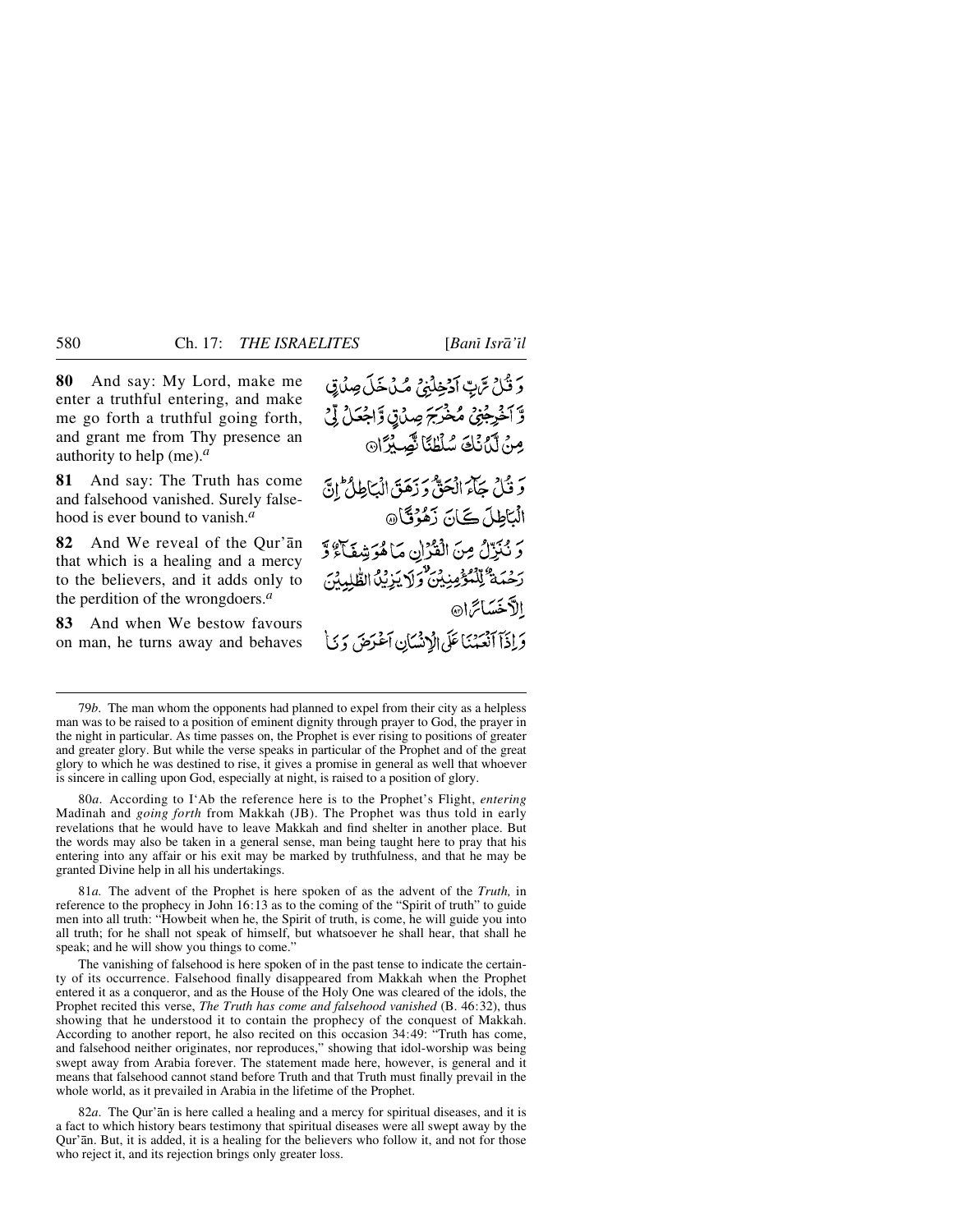**80** And say: My Lord, make me enter a truthful entering, and make me go forth a truthful going forth, and grant me from Thy presence an authority to help (me).[a]

وَ قُلۡ رَّبِّ اَدۡخِلۡنِیۡ مُدۡخَلَ صِدۡقٍ وَّ اَخۡرِجۡنِیۡ مُخۡرَجَ صِدۡقٍ وَّ اجۡعَلۡ لِّیۡ مِنۡ لَّدُنۡکَ سُلۡطٰنًا نَّصِیۡرًا ﴿۸۰﴾

**81** And say: The Truth has come and falsehood vanished. Surely falsehood is ever bound to vanish.[a]

وَ قُلۡ جَآءَ الۡحَقُّ وَ زَہَقَ الۡبَاطِلُ ؕ اِنَّ الۡبَاطِلَ کَانَ زَہُوۡقًا ﴿۸۱﴾

**82** And We reveal of the Qur'ān that which is a healing and a mercy to the believers, and it adds only to the perdition of the wrongdoers.[a]

وَ نُنَزِّلُ مِنَ الۡقُرۡاٰنِ مَا ہُوَ شِفَآءٌ وَّ رَحۡمَۃٌ لِّلۡمُؤۡمِنِیۡنَ ۙ وَ لَا یَزِیۡدُ الظّٰلِمِیۡنَ اِلَّا خَسَارًا ﴿۸۲﴾

**83** And when We bestow favours on man, he turns away and behaves

وَ اِذَاۤ اَنۡعَمۡنَا عَلَی الۡاِنۡسَانِ اَعۡرَضَ وَ نَاٰ

---

79*b*. The man whom the opponents had planned to expel from their city as a helpless man was to be raised to a position of eminent dignity through prayer to God, the prayer in the night in particular. As time passes on, the Prophet is ever rising to positions of greater and greater glory. But while the verse speaks in particular of the Prophet and of the great glory to which he was destined to rise, it gives a promise in general as well that whoever is sincere in calling upon God, especially at night, is raised to a position of glory.

80*a*. According to I'Ab the reference here is to the Prophet's Flight, *entering* Madinah and *going forth* from Makkah (JB). The Prophet was thus told in early revelations that he would have to leave Makkah and find shelter in another place. But the words may also be taken in a general sense, man being taught here to pray that his entering into any affair or his exit may be marked by truthfulness, and that he may be granted Divine help in all his undertakings.

81*a*. The advent of the Prophet is here spoken of as the advent of the *Truth,* in reference to the prophecy in John 16:13 as to the coming of the "Spirit of truth" to guide men into all truth: "Howbeit when he, the Spirit of truth, is come, he will guide you into all truth; for he shall not speak of himself, but whatsoever he shall hear, that shall he speak; and he will show you things to come."

The vanishing of falsehood is here spoken of in the past tense to indicate the certainty of its occurrence. Falsehood finally disappeared from Makkah when the Prophet entered it as a conqueror, and as the House of the Holy One was cleared of the idols, the Prophet recited this verse, *The Truth has come and falsehood vanished* (B. 46:32), thus showing that he understood it to contain the prophecy of the conquest of Makkah. According to another report, he also recited on this occasion 34:49: "Truth has come, and falsehood neither originates, nor reproduces," showing that idol-worship was being swept away from Arabia forever. The statement made here, however, is general and it means that falsehood cannot stand before Truth and that Truth must finally prevail in the whole world, as it prevailed in Arabia in the lifetime of the Prophet.

82*a*. The Qur'ān is here called a healing and a mercy for spiritual diseases, and it is a fact to which history bears testimony that spiritual diseases were all swept away by the Qur'ān. But, it is added, it is a healing for the believers who follow it, and not for those who reject it, and its rejection brings only greater loss.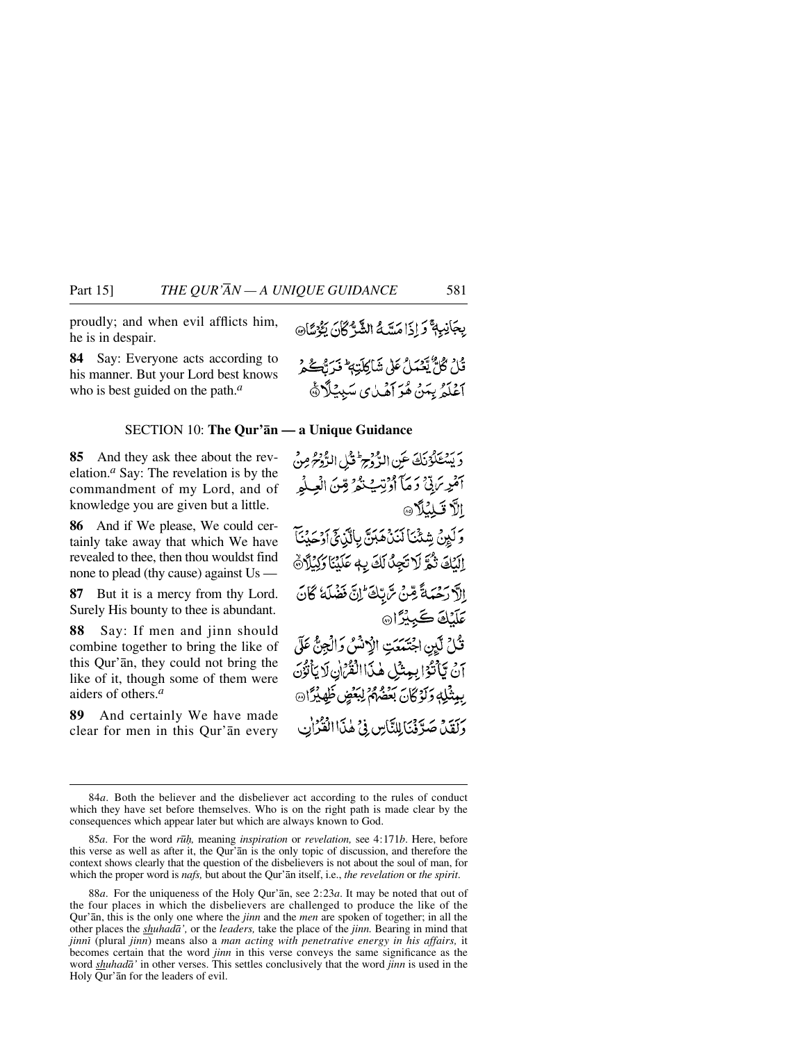proudly; and when evil afflicts him, he is in despair.

بِجَانِبِهٖ ۚ وَ اِذَا مَسَّهُ الشَّرُّ كَانَ يَـُٔوْسًا

**84** Say: Everyone acts according to his manner. But your Lord best knows who is best guided on the path.[a]

قُلْ كُلٌّ يَّعْمَلُ عَلٰى شَاكِلَتِهٖ ؕ فَرَبُّكُمْ اَعْلَمُ بِمَنْ هُوَ اَهْدٰى سَبِيْلًا

## SECTION 10: The Qur'ān — a Unique Guidance

**85** And they ask thee about the revelation.[a] Say: The revelation is by the commandment of my Lord, and of knowledge you are given but a little.

وَ يَسْـَٔلُوْنَكَ عَنِ الرُّوْحِ ؕ قُلِ الرُّوْحُ مِنْ اَمْرِ رَبِّيْ وَ مَاۤ اُوْتِيْتُمْ مِّنَ الْعِلْمِ اِلَّا قَلِيْلًا

**86** And if We please, We could certainly take away that which We have revealed to thee, then thou wouldst find none to plead (thy cause) against Us —

وَ لَئِنْ شِئْنَا لَنَذْهَبَنَّ بِالَّذِيْۤ اَوْحَيْنَاۤ اِلَيْكَ ثُمَّ لَا تَجِدُ لَكَ بِهٖ عَلَيْنَا وَكِيْلًا

**87** But it is a mercy from thy Lord. Surely His bounty to thee is abundant.

اِلَّا رَحْمَةً مِّنْ رَّبِّكَ ؕ اِنَّ فَضْلَهٗ كَانَ عَلَيْكَ كَبِيْرًا

**88** Say: If men and jinn should combine together to bring the like of this Qur'ān, they could not bring the like of it, though some of them were aiders of others.[a]

قُلْ لَّئِنِ اجْتَمَعَتِ الْاِنْسُ وَ الْجِنُّ عَلٰۤى اَنْ يَّاْتُوْا بِمِثْلِ هٰذَا الْقُرْاٰنِ لَا يَاْتُوْنَ بِمِثْلِهٖ وَ لَوْ كَانَ بَعْضُهُمْ لِبَعْضٍ ظَهِيْرًا

**89** And certainly We have made clear for men in this Qur'ān every

وَ لَقَدْ صَرَّفْنَا لِلنَّاسِ فِيْ هٰذَا الْقُرْاٰنِ

---

84*a*. Both the believer and the disbeliever act according to the rules of conduct which they have set before themselves. Who is on the right path is made clear by the consequences which appear later but which are always known to God.

85*a*. For the word *rūḥ,* meaning *inspiration* or *revelation,* see 4:171*b*. Here, before this verse as well as after it, the Qur'ān is the only topic of discussion, and therefore the context shows clearly that the question of the disbelievers is not about the soul of man, for which the proper word is *nafs,* but about the Qur'ān itself, i.e., *the revelation* or *the spirit*.

88*a*. For the uniqueness of the Holy Qur'ān, see 2:23*a*. It may be noted that out of the four places in which the disbelievers are challenged to produce the like of the Qur'ān, this is the only one where the *jinn* and the *men* are spoken of together; in all the other places the *shuhadā',* or the *leaders,* take the place of the *jinn.* Bearing in mind that *jinnī* (plural *jinn*) means also a *man acting with penetrative energy in his affairs,* it becomes certain that the word *jinn* in this verse conveys the same significance as the word *shuhadā'* in other verses. This settles conclusively that the word *jinn* is used in the Holy Qur'ān for the leaders of evil.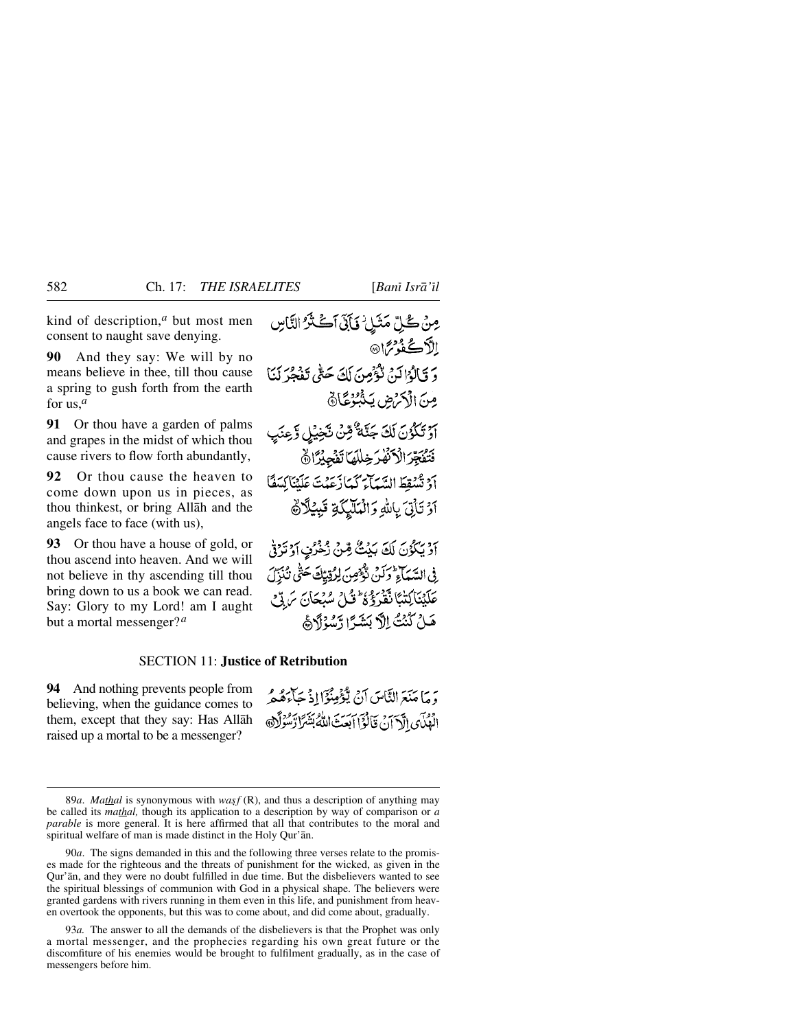kind of description,[a] but most men consent to naught save denying.

مِنْ كُلِّ مَثَلٍ ۡ فَاَبٰۤى اَكۡثَرُ النَّاسِ اِلَّا كُفُوۡرًا ﴿۸۹﴾

**90** And they say: We will by no means believe in thee, till thou cause a spring to gush forth from the earth for us,[a]

وَ قَالُوۡا لَنۡ نُّؤۡمِنَ لَكَ حَتّٰى تَفۡجُرَ لَنَا مِنَ الۡاَرۡضِ يَنۡۢبُوۡعًا ﴿۹۰﴾

**91** Or thou have a garden of palms and grapes in the midst of which thou cause rivers to flow forth abundantly,

اَوۡ تَكُوۡنَ لَكَ جَنَّةٌ مِّنۡ نَّخِيۡلٍ وَّعِنَبٍ فَتُفَجِّرَ الۡاَنۡهٰرَ خِلٰلَهَا تَفۡجِيۡرًا ﴿۹۱﴾

**92** Or thou cause the heaven to come down upon us in pieces, as thou thinkest, or bring Allāh and the angels face to face (with us),

اَوۡ تُسۡقِطَ السَّمَآءَ كَمَا زَعَمۡتَ عَلَيۡنَا كِسَفًا اَوۡ تَاۡتِىَ بِاللّٰهِ وَالۡمَلٰٓئِكَةِ قَبِيۡلًا ﴿۹۲﴾

**93** Or thou have a house of gold, or thou ascend into heaven. And we will not believe in thy ascending till thou bring down to us a book we can read. Say: Glory to my Lord! am I aught but a mortal messenger?[a]

اَوۡ يَكُوۡنَ لَكَ بَيۡتٌ مِّنۡ زُخۡرُفٍ اَوۡ تَرۡقٰى فِى السَّمَآءِ ؕ وَلَنۡ نُّؤۡمِنَ لِرُقِيِّكَ حَتّٰى تُنَزِّلَ عَلَيۡنَا كِتٰبًا نَّـقۡرَؤُهٗ ؕ قُلۡ سُبۡحَانَ رَبِّىۡ هَلۡ كُنۡتُ اِلَّا بَشَرًا رَّسُوۡلًا ﴿۹۳﴾

## SECTION 11: **Justice of Retribution**

**94** And nothing prevents people from believing, when the guidance comes to them, except that they say: Has Allāh raised up a mortal to be a messenger?

وَمَا مَنَعَ النَّاسَ اَنۡ يُّؤۡمِنُوۡۤا اِذۡ جَآءَهُمُ الۡهُدٰٓى اِلَّاۤ اَنۡ قَالُوۡۤا اَبَعَثَ اللّٰهُ بَشَرًا رَّسُوۡلًا ﴿۹۴﴾

---

89*a*. *Mathal* is synonymous with *waṣf* (R), and thus a description of anything may be called its *mathal,* though its application to a description by way of comparison or *a parable* is more general. It is here affirmed that all that contributes to the moral and spiritual welfare of man is made distinct in the Holy Qur'ān.

90*a*. The signs demanded in this and the following three verses relate to the promises made for the righteous and the threats of punishment for the wicked, as given in the Qur'ān, and they were no doubt fulfilled in due time. But the disbelievers wanted to see the spiritual blessings of communion with God in a physical shape. The believers were granted gardens with rivers running in them even in this life, and punishment from heaven overtook the opponents, but this was to come about, and did come about, gradually.

93*a*. The answer to all the demands of the disbelievers is that the Prophet was only a mortal messenger, and the prophecies regarding his own great future or the discomfiture of his enemies would be brought to fulfilment gradually, as in the case of messengers before him.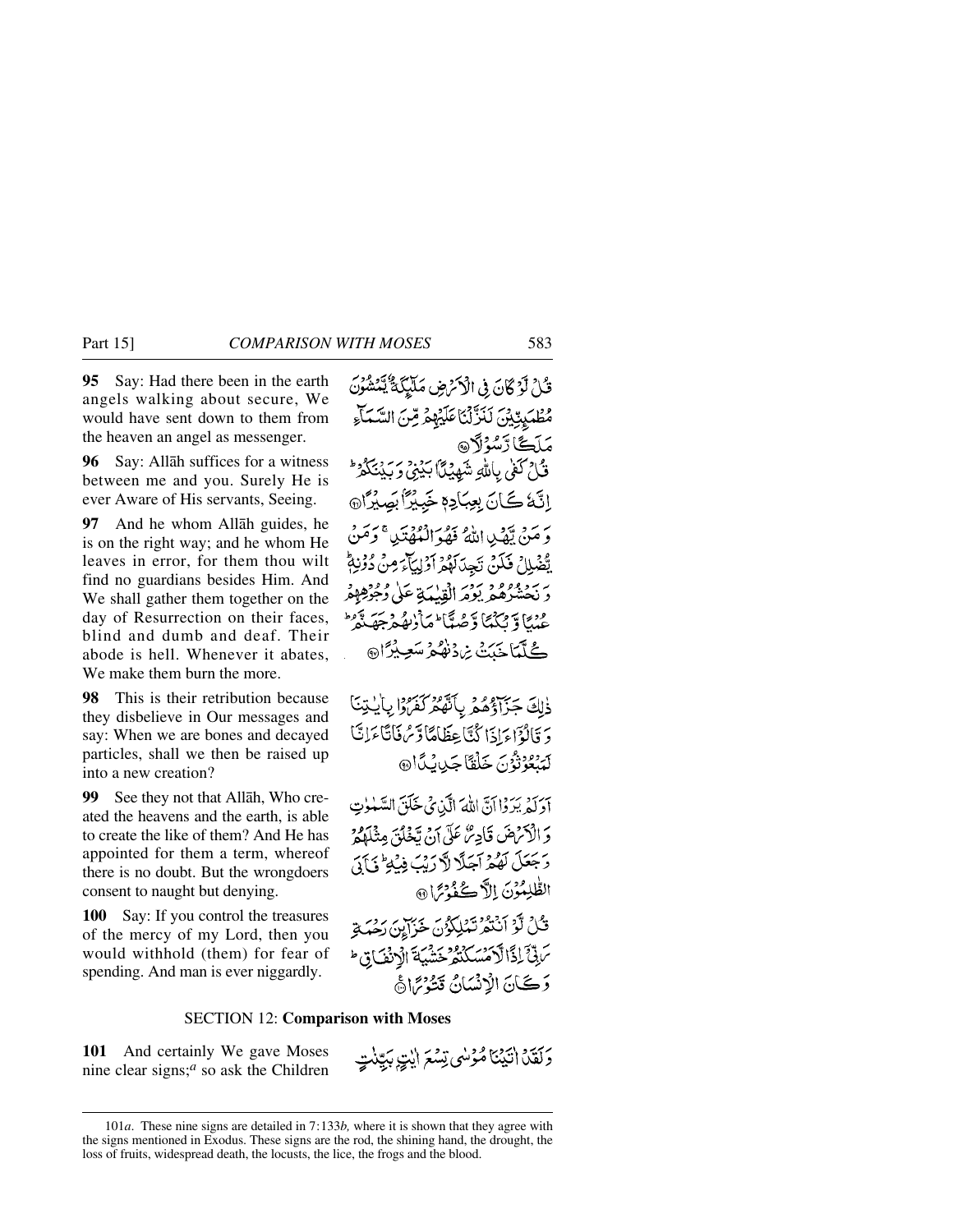**95** Say: Had there been in the earth angels walking about secure, We would have sent down to them from the heaven an angel as messenger.

قُلْ لَّوْ كَانَ فِي الْأَرْضِ مَلٰٓئِكَةٌ يَّمْشُوْنَ مُطْمَئِنِّيْنَ لَنَزَّلْنَا عَلَيْهِمْ مِّنَ السَّمَآءِ مَلَكًا رَّسُوْلًا ﴿۹۵﴾

**96** Say: Allāh suffices for a witness between me and you. Surely He is ever Aware of His servants, Seeing.

قُلْ كَفٰى بِاللّٰهِ شَهِيْدًا بَيْنِيْ وَبَيْنَكُمْ ۭ اِنَّهٗ كَانَ بِعِبَادِهٖ خَبِيْرًا بَصِيْرًا ﴿۹۶﴾

**97** And he whom Allāh guides, he is on the right way; and he whom He leaves in error, for them thou wilt find no guardians besides Him. And We shall gather them together on the day of Resurrection on their faces, blind and dumb and deaf. Their abode is hell. Whenever it abates, We make them burn the more.

وَمَنْ يَّهْدِ اللّٰهُ فَهُوَ الْمُهْتَدِ ۚ وَمَنْ يُّضْلِلْ فَلَنْ تَجِدَ لَهُمْ اَوْلِيَآءَ مِنْ دُوْنِهٖ ۭ وَنَحْشُرُهُمْ يَوْمَ الْقِيٰمَةِ عَلٰى وُجُوْهِهِمْ عُمْيًا وَّبُكْمًا وَّصُمًّا ۭ مَاْوٰىهُمْ جَهَنَّمُ ۭ كُلَّمَا خَبَتْ زِدْنٰهُمْ سَعِيْرًا ﴿۹۷﴾

**98** This is their retribution because they disbelieve in Our messages and say: When we are bones and decayed particles, shall we then be raised up into a new creation?

ذٰلِكَ جَزَآؤُهُمْ بِاَنَّهُمْ كَفَرُوْا بِاٰيٰتِنَا وَقَالُوْٓا ءَاِذَا كُنَّا عِظَامًا وَّرُفَاتًا ءَاِنَّا لَمَبْعُوْثُوْنَ خَلْقًا جَدِيْدًا ﴿۹۸﴾

**99** See they not that Allāh, Who created the heavens and the earth, is able to create the like of them? And He has appointed for them a term, whereof there is no doubt. But the wrongdoers consent to naught but denying.

اَوَلَمْ يَرَوْا اَنَّ اللّٰهَ الَّذِيْ خَلَقَ السَّمٰوٰتِ وَالْاَرْضَ قَادِرٌ عَلٰٓى اَنْ يَّخْلُقَ مِثْلَهُمْ وَجَعَلَ لَهُمْ اَجَلًا لَّا رَيْبَ فِيْهِ ۭ فَاَبَى الظّٰلِمُوْنَ اِلَّا كُفُوْرًا ﴿۹۹﴾

**100** Say: If you control the treasures of the mercy of my Lord, then you would withhold (them) for fear of spending. And man is ever niggardly.

قُلْ لَّوْ اَنْتُمْ تَمْلِكُوْنَ خَزَآئِنَ رَحْمَةِ رَبِّيْٓ اِذًا لَّاَمْسَكْتُمْ خَشْيَةَ الْاِنْفَاقِ ۭ وَكَانَ الْاِنْسَانُ قَتُوْرًا ﴿۱۰۰﴾

## SECTION 12: Comparison with Moses

**101** And certainly We gave Moses nine clear signs;[a] so ask the Children

وَلَقَدْ اٰتَيْنَا مُوْسٰى تِسْعَ اٰيٰتٍۭ بَيِّنٰتٍ

---

101*a*. These nine signs are detailed in 7:133*b*, where it is shown that they agree with the signs mentioned in Exodus. These signs are the rod, the shining hand, the drought, the loss of fruits, widespread death, the locusts, the lice, the frogs and the blood.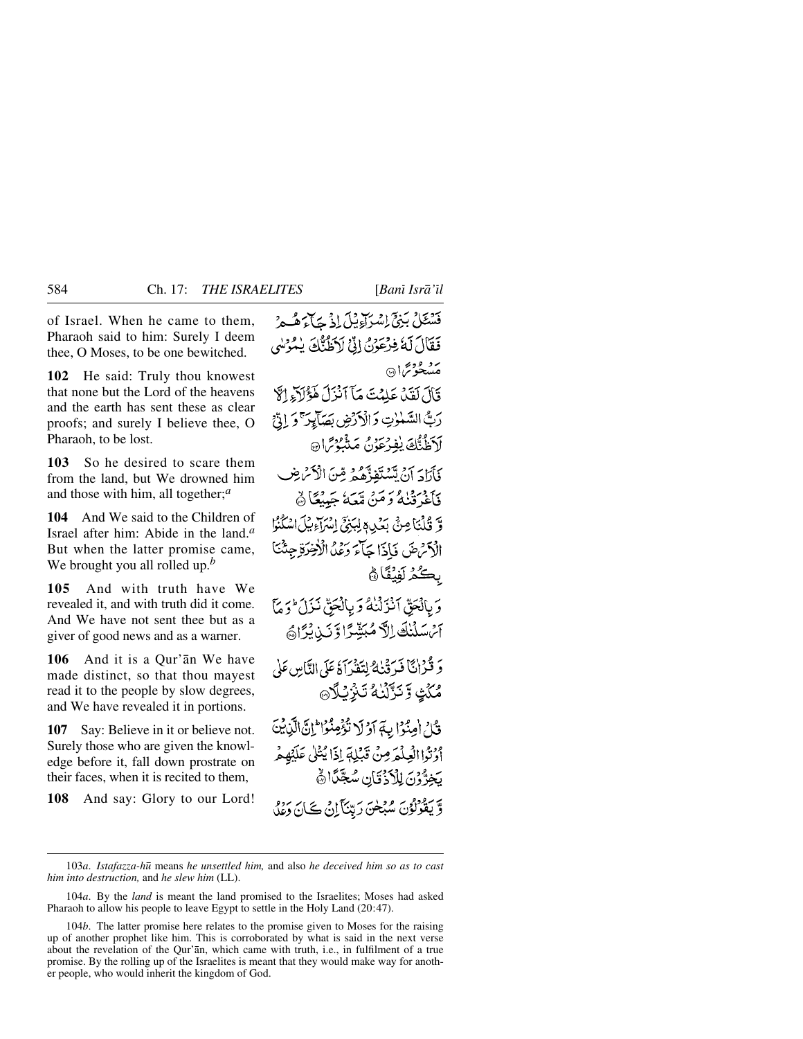of Israel. When he came to them, Pharaoh said to him: Surely I deem thee, O Moses, to be one bewitched.

فَسْـَٔلْ بَنِىٓ إِسْرَٰٓءِيلَ إِذْ جَآءَهُمْ فَقَالَ لَهُۥ فِرْعَوْنُ إِنِّى لَأَظُنُّكَ يَٰمُوسَىٰ مَسْحُورًا ﴿١٠١﴾

**102** He said: Truly thou knowest that none but the Lord of the heavens and the earth has sent these as clear proofs; and surely I believe thee, O Pharaoh, to be lost.

قَالَ لَقَدْ عَلِمْتَ مَآ أَنزَلَ هَٰٓؤُلَآءِ إِلَّا رَبُّ ٱلسَّمَٰوَٰتِ وَٱلْأَرْضِ بَصَآئِرَ وَإِنِّى لَأَظُنُّكَ يَٰفِرْعَوْنُ مَثْبُورًا ﴿١٠٢﴾

**103** So he desired to scare them from the land, but We drowned him and those with him, all together;[a]

فَأَرَادَ أَن يَسْتَفِزَّهُم مِّنَ ٱلْأَرْضِ فَأَغْرَقْنَٰهُ وَمَن مَّعَهُۥ جَمِيعًا ﴿١٠٣﴾

**104** And We said to the Children of Israel after him: Abide in the land.[a] But when the latter promise came, We brought you all rolled up.[b]

وَقُلْنَا مِنۢ بَعْدِهِۦ لِبَنِىٓ إِسْرَٰٓءِيلَ ٱسْكُنُوا۟ ٱلْأَرْضَ فَإِذَا جَآءَ وَعْدُ ٱلْءَاخِرَةِ جِئْنَا بِكُمْ لَفِيفًا ﴿١٠٤﴾

**105** And with truth have We revealed it, and with truth did it come. And We have not sent thee but as a giver of good news and as a warner.

وَبِٱلْحَقِّ أَنزَلْنَٰهُ وَبِٱلْحَقِّ نَزَلَ وَمَآ أَرْسَلْنَٰكَ إِلَّا مُبَشِّرًا وَنَذِيرًا ﴿١٠٥﴾

**106** And it is a Qur'ān We have made distinct, so that thou mayest read it to the people by slow degrees, and We have revealed it in portions.

وَقُرْءَانًا فَرَقْنَٰهُ لِتَقْرَأَهُۥ عَلَى ٱلنَّاسِ عَلَىٰ مُكْثٍ وَنَزَّلْنَٰهُ تَنزِيلًا ﴿١٠٦﴾

**107** Say: Believe in it or believe not. Surely those who are given the knowledge before it, fall down prostrate on their faces, when it is recited to them,

قُلْ ءَامِنُوا۟ بِهِۦٓ أَوْ لَا تُؤْمِنُوٓا۟ إِنَّ ٱلَّذِينَ أُوتُوا۟ ٱلْعِلْمَ مِن قَبْلِهِۦٓ إِذَا يُتْلَىٰ عَلَيْهِمْ يَخِرُّونَ لِلْأَذْقَانِ سُجَّدًا ﴿١٠٧﴾

**108** And say: Glory to our Lord!

وَيَقُولُونَ سُبْحَٰنَ رَبِّنَآ إِن كَانَ وَعْدُ

---

103*a*. *Istafazza-hū* means *he unsettled him,* and also *he deceived him so as to cast him into destruction,* and *he slew him* (LL).

104*a*. By the *land* is meant the land promised to the Israelites; Moses had asked Pharaoh to allow his people to leave Egypt to settle in the Holy Land (20:47).

104*b*. The latter promise here relates to the promise given to Moses for the raising up of another prophet like him. This is corroborated by what is said in the next verse about the revelation of the Qur'ān, which came with truth, i.e., in fulfilment of a true promise. By the rolling up of the Israelites is meant that they would make way for another people, who would inherit the kingdom of God.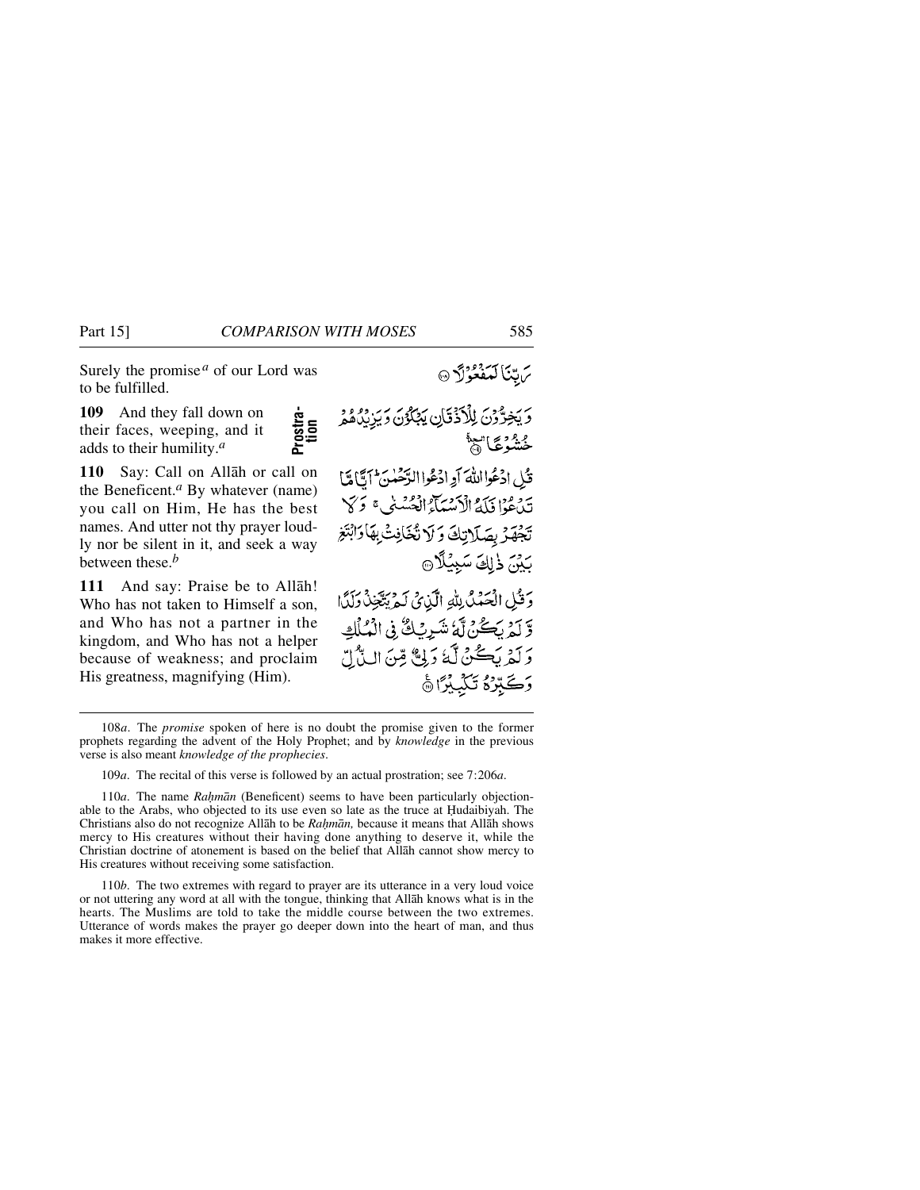Surely the promise[a] of our Lord was to be fulfilled.

رَبِّنَا لَمَفْعُولًا ﴿١٠٨﴾

**109** And they fall down on their faces, weeping, and it adds to their humility.[a]

**Prostration**

وَيَخِرُّونَ لِلْأَذْقَانِ يَبْكُونَ وَيَزِيدُهُمْ خُشُوعًا ﴿١٠٩﴾

**110** Say: Call on Allāh or call on the Beneficent.[a] By whatever (name) you call on Him, He has the best names. And utter not thy prayer loudly nor be silent in it, and seek a way between these.[b]

قُلِ ادْعُوا اللَّهَ أَوِ ادْعُوا الرَّحْمَٰنَ ۖ أَيًّا مَّا تَدْعُوا فَلَهُ الْأَسْمَاءُ الْحُسْنَىٰ ۚ وَلَا تَجْهَرْ بِصَلَاتِكَ وَلَا تُخَافِتْ بِهَا وَابْتَغِ بَيْنَ ذَٰلِكَ سَبِيلًا ﴿١١٠﴾

**111** And say: Praise be to Allāh! Who has not taken to Himself a son, and Who has not a partner in the kingdom, and Who has not a helper because of weakness; and proclaim His greatness, magnifying (Him).

وَقُلِ الْحَمْدُ لِلَّهِ الَّذِي لَمْ يَتَّخِذْ وَلَدًا وَلَمْ يَكُن لَّهُ شَرِيكٌ فِي الْمُلْكِ وَلَمْ يَكُن لَّهُ وَلِيٌّ مِّنَ الذُّلِّ ۖ وَكَبِّرْهُ تَكْبِيرًا ﴿١١١﴾

---

108*a*. The *promise* spoken of here is no doubt the promise given to the former prophets regarding the advent of the Holy Prophet; and by *knowledge* in the previous verse is also meant *knowledge of the prophecies.*

109*a*. The recital of this verse is followed by an actual prostration; see 7:206*a*.

110*a*. The name *Raḥmān* (Beneficent) seems to have been particularly objectionable to the Arabs, who objected to its use even so late as the truce at Ḥudaibiyah. The Christians also do not recognize Allāh to be *Raḥmān,* because it means that Allāh shows mercy to His creatures without their having done anything to deserve it, while the Christian doctrine of atonement is based on the belief that Allāh cannot show mercy to His creatures without receiving some satisfaction.

110*b*. The two extremes with regard to prayer are its utterance in a very loud voice or not uttering any word at all with the tongue, thinking that Allāh knows what is in the hearts. The Muslims are told to take the middle course between the two extremes. Utterance of words makes the prayer go deeper down into the heart of man, and thus makes it more effective.